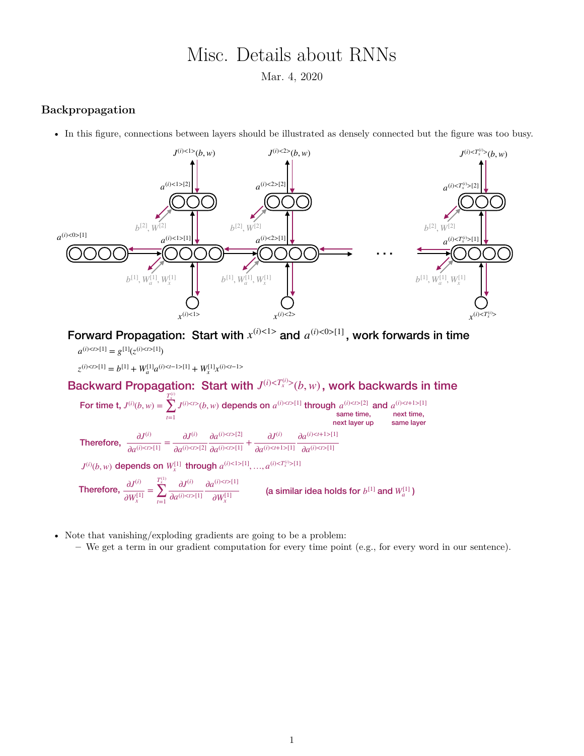# Misc. Details about RNNs

Mar. 4, 2020

## Backpropagation

- In this figure, connections between layers should be illustrated as densely connected but the figure was too busy.

**Forward Propagation: Start with $x^{(i)<1>}$ and $a^{(i)<0>[1]}$, work forwards in time**

$$a^{(i)<t>[1]} = g^{[1]}(z^{(i)<t>[1]})$$

$$z^{(i)<t>[1]} = b^{[1]} + W_a^{[1]} a^{(i)<t-1>[1]} + W_x^{[1]} x^{(i)<t-1>}$$

**Backward Propagation: Start with $J^{(i)<T_x^{(i)}>}(b,w)$, work backwards in time**

For time t, $J^{(i)}(b,w) = \sum_{t=1}^{T_x^{(i)}} J^{(i)<t>}(b,w)$ depends on $a^{(i)<t>[1]}$ through $a^{(i)<t>[2]}$ (same time, next layer up) and $a^{(i)<t+1>[1]}$ (next time, same layer)

Therefore,
$$\frac{\partial J^{(i)}}{\partial a^{(i)<t>[1]}} = \frac{\partial J^{(i)}}{\partial a^{(i)<t>[2]}} \frac{\partial a^{(i)<t>[2]}}{\partial a^{(i)<t>[1]}} + \frac{\partial J^{(i)}}{\partial a^{(i)<t+1>[1]}} \frac{\partial a^{(i)<t+1>[1]}}{\partial a^{(i)<t>[1]}}$$

$J^{(i)}(b,w)$ depends on $W_x^{[1]}$ through $a^{(i)<1>[1]}, \ldots, a^{(i)<T_x^{(i)}>[1]}$

Therefore,
$$\frac{\partial J^{(i)}}{\partial W_x^{[1]}} = \sum_{t=1}^{T_x^{(1)}} \frac{\partial J^{(i)}}{\partial a^{(i)<t>[1]}} \frac{\partial a^{(i)<t>[1]}}{\partial W_x^{[1]}}$$

(a similar idea holds for $b^{[1]}$ and $W_a^{[1]}$)

- Note that vanishing/exploding gradients are going to be a problem:
  - We get a term in our gradient computation for every time point (e.g., for every word in our sentence).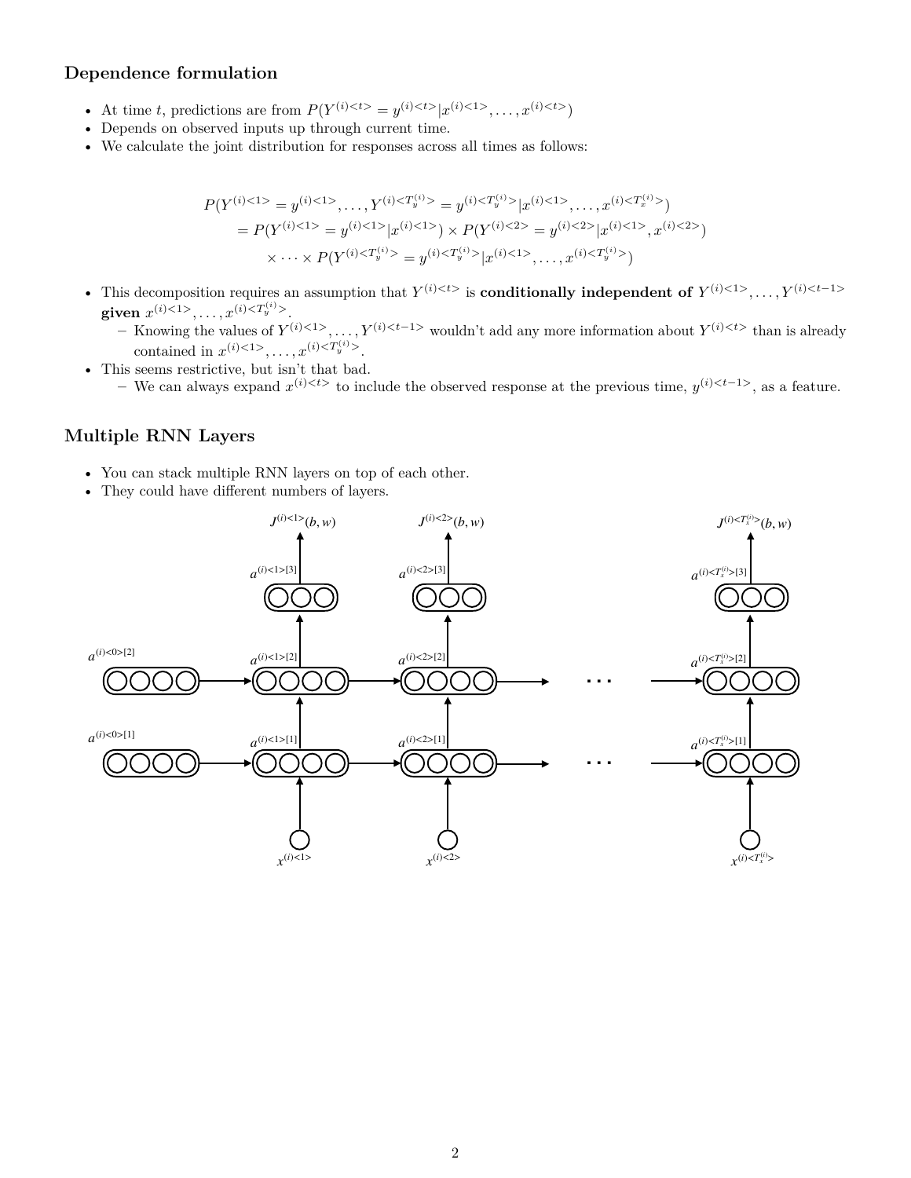## Dependence formulation

- At time $t$, predictions are from $P(Y^{(i)<t>} = y^{(i)<t>} | x^{(i)<1>}, \dots, x^{(i)<t>})$
- Depends on observed inputs up through current time.
- We calculate the joint distribution for responses across all times as follows:

$$
\begin{aligned}
&P(Y^{(i)<1>} = y^{(i)<1>}, \dots, Y^{(i)<T_y^{(i)}>} = y^{(i)<T_y^{(i)}>} | x^{(i)<1>}, \dots, x^{(i)<T_x^{(i)}>}) \\
&\quad = P(Y^{(i)<1>} = y^{(i)<1>} | x^{(i)<1>}) \times P(Y^{(i)<2>} = y^{(i)<2>} | x^{(i)<1>}, x^{(i)<2>}) \\
&\qquad \times \cdots \times P(Y^{(i)<T_y^{(i)}>} = y^{(i)<T_y^{(i)}>} | x^{(i)<1>}, \dots, x^{(i)<T_y^{(i)}>})
\end{aligned}
$$

- This decomposition requires an assumption that $Y^{(i)<t>}$ is **conditionally independent of** $Y^{(i)<1>}, \dots, Y^{(i)<t-1>}$ **given** $x^{(i)<1>}, \dots, x^{(i)<T_y^{(i)}>}$.
  - Knowing the values of $Y^{(i)<1>}, \dots, Y^{(i)<t-1>}$ wouldn't add any more information about $Y^{(i)<t>}$ than is already contained in $x^{(i)<1>}, \dots, x^{(i)<T_y^{(i)}>}$.
- This seems restrictive, but isn't that bad.
  - We can always expand $x^{(i)<t>}$ to include the observed response at the previous time, $y^{(i)<t-1>}$, as a feature.

## Multiple RNN Layers

- You can stack multiple RNN layers on top of each other.
- They could have different numbers of layers.

$J^{(i)<1>}(b, w)$ $J^{(i)<2>}(b, w)$ $J^{(i)<T_x^{(i)}>}(b, w)$

$a^{(i)<1>[3]}$ $a^{(i)<2>[3]}$ $a^{(i)<T_x^{(i)}>[3]}$

$a^{(i)<0>[2]}$ $a^{(i)<1>[2]}$ $a^{(i)<2>[2]}$ ... $a^{(i)<T_x^{(i)}>[2]}$

$a^{(i)<0>[1]}$ $a^{(i)<1>[1]}$ $a^{(i)<2>[1]}$ ... $a^{(i)<T_x^{(i)}>[1]}$

$x^{(i)<1>}$ $x^{(i)<2>}$ $x^{(i)<T_x^{(i)}>}$